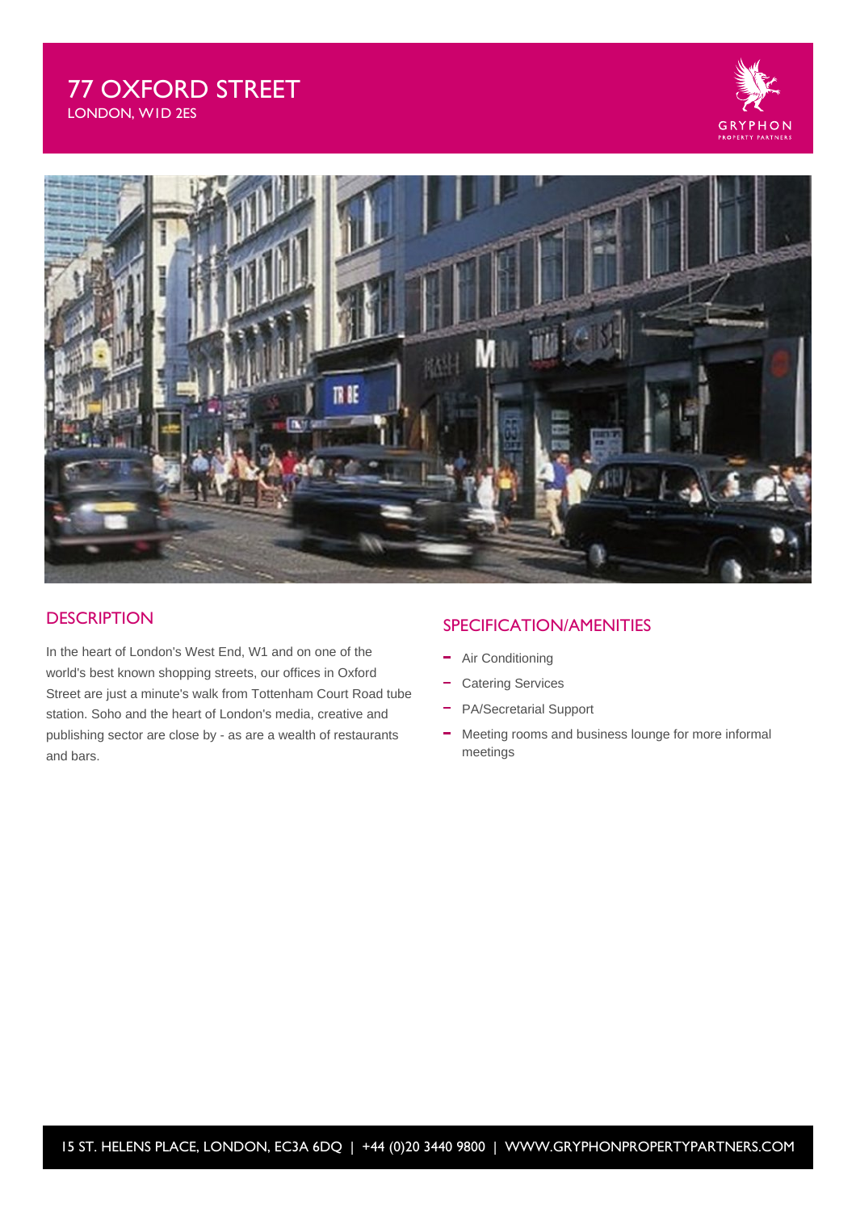# 77 OXFORD STREET

LONDON, W1D 2ES

GRYPHON PROPERTY PARTNERS

## DESCRIPTION

In the heart of London's West End, W1 and on one of the world's best known shopping streets, our offices in Oxford Street are just a minute's walk from Tottenham Court Road tube station. Soho and the heart of London's media, creative and publishing sector are close by - as are a wealth of restaurants and bars.

## SPECIFICATION/AMENITIES

- Air Conditioning
- Catering Services
- PA/Secretarial Support
- Meeting rooms and business lounge for more informal meetings

15 ST. HELENS PLACE, LONDON, EC3A 6DQ | +44 (0)20 3440 9800 | WWW.GRYPHONPROPERTYPARTNERS.COM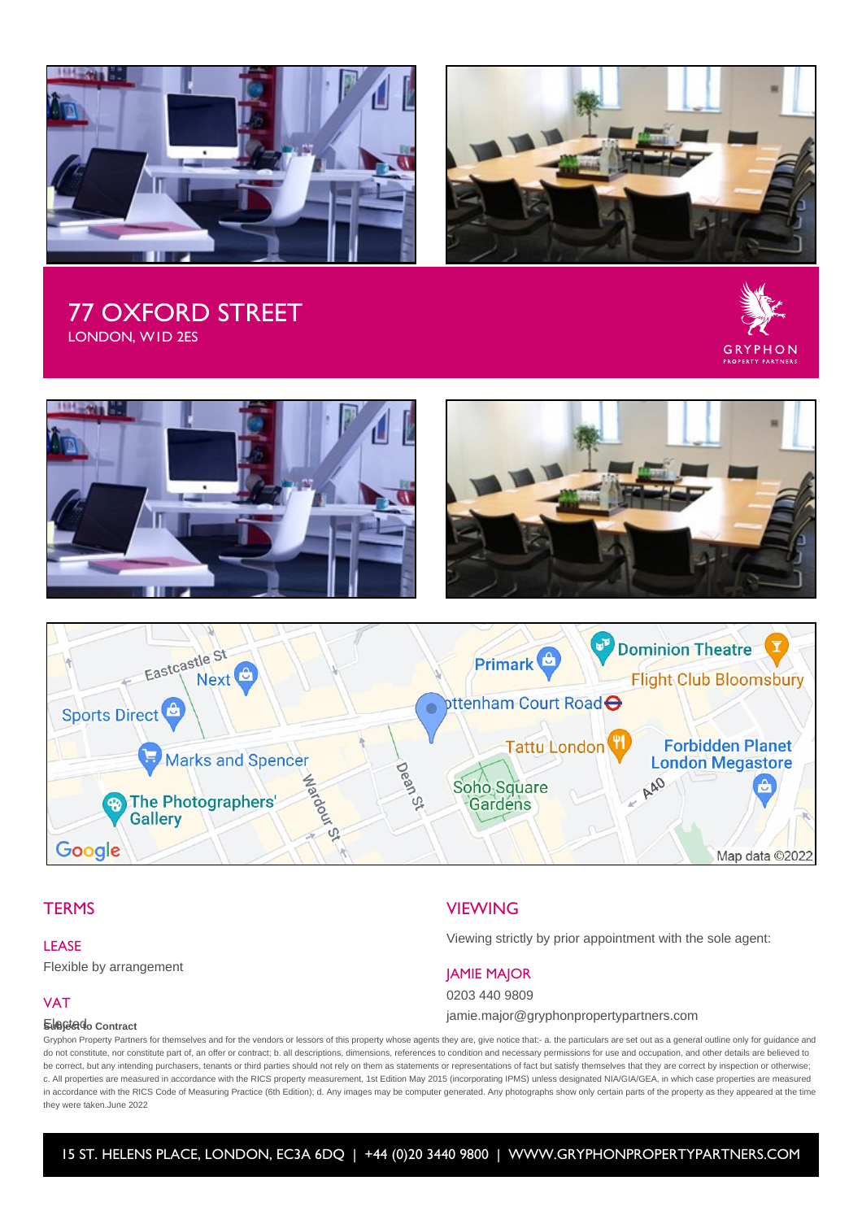# 77 OXFORD STREET

LONDON, W1D 2ES

## TERMS

### LEASE

Flexible by arrangement

### VAT

Elected

**Subject to Contract**

## VIEWING

Viewing strictly by prior appointment with the sole agent:

### JAMIE MAJOR

0203 440 9809

jamie.major@gryphonpropertypartners.com

Gryphon Property Partners for themselves and for the vendors or lessors of this property whose agents they are, give notice that:- a. the particulars are set out as a general outline only for guidance and do not constitute, nor constitute part of, an offer or contract; b. all descriptions, dimensions, references to condition and necessary permissions for use and occupation, and other details are believed to be correct, but any intending purchasers, tenants or third parties should not rely on them as statements or representations of fact but satisfy themselves that they are correct by inspection or otherwise; c. All properties are measured in accordance with the RICS property measurement, 1st Edition May 2015 (incorporating IPMS) unless designated NIA/GIA/GEA, in which case properties are measured in accordance with the RICS Code of Measuring Practice (6th Edition); d. Any images may be computer generated. Any photographs show only certain parts of the property as they appeared at the time they were taken.June 2022

15 ST. HELENS PLACE, LONDON, EC3A 6DQ | +44 (0)20 3440 9800 | WWW.GRYPHONPROPERTYPARTNERS.COM